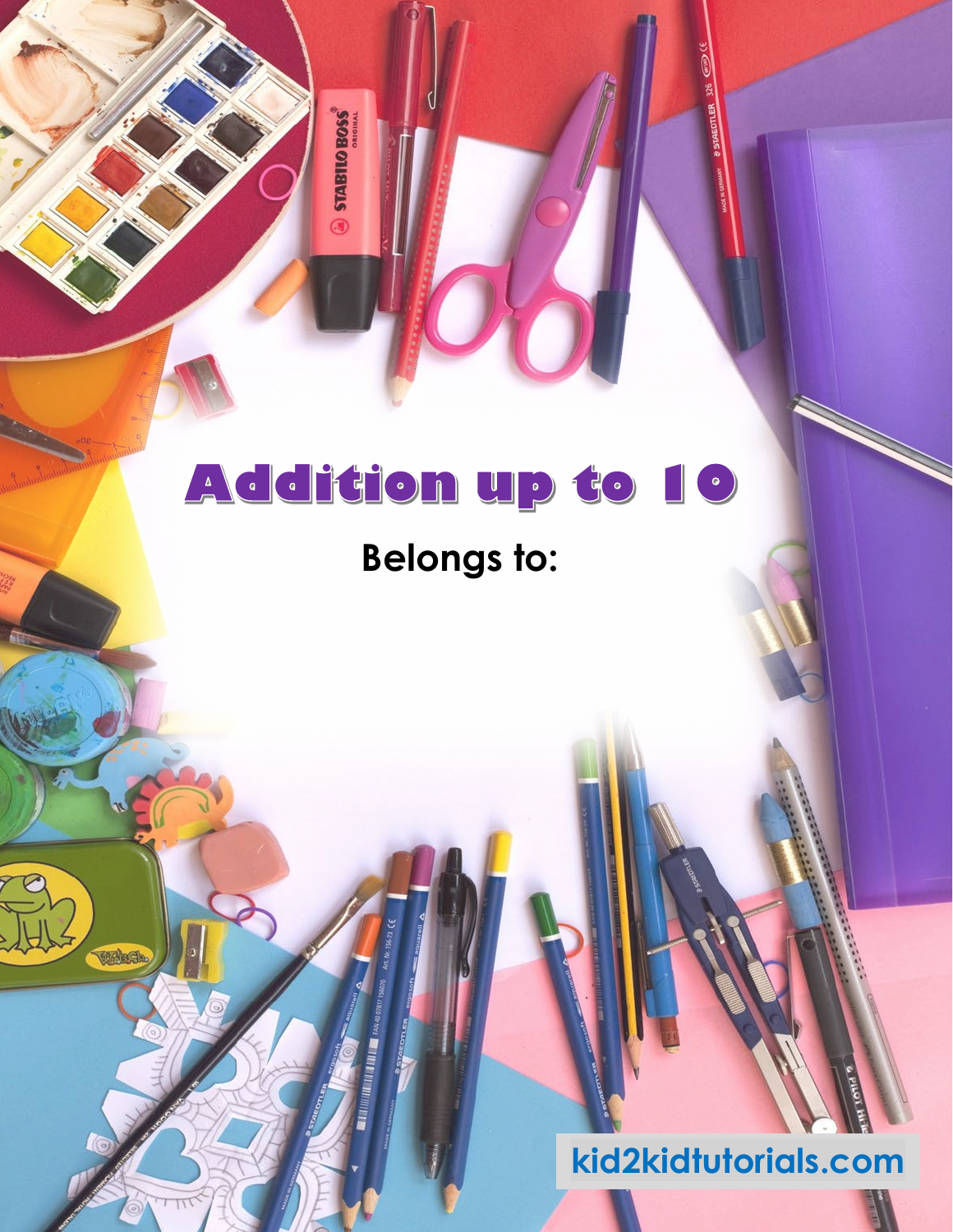# Addition up to 10

**Belongs to:**

kid2kidtutorials.com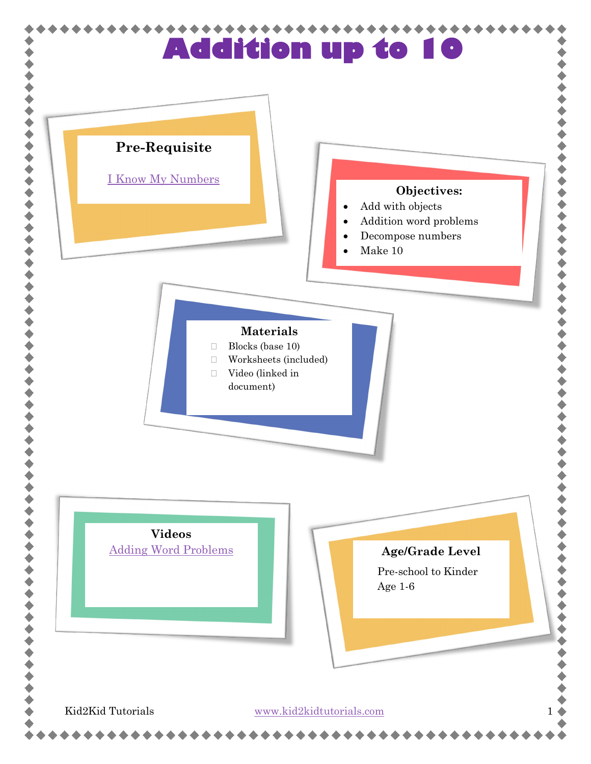# Addition up to 10

## Pre-Requisite

I Know My Numbers

## Objectives:

- Add with objects
- Addition word problems
- Decompose numbers
- Make 10

## Materials

- Blocks (base 10)
- Worksheets (included)
- Video (linked in document)

## Videos

Adding Word Problems

## Age/Grade Level

Pre-school to Kinder
Age 1-6

Kid2Kid Tutorials www.kid2kidtutorials.com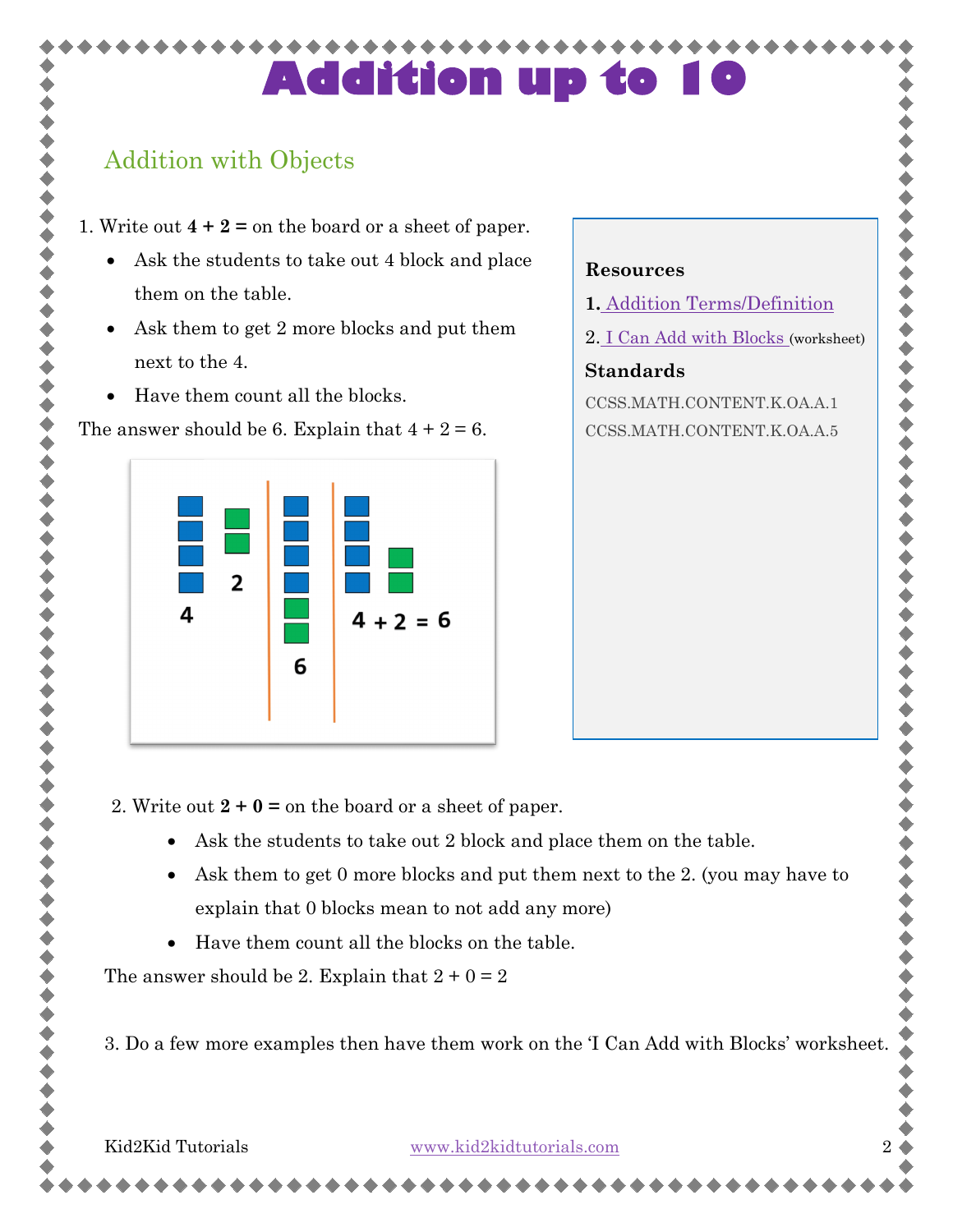# Addition up to 10

## Addition with Objects

1. Write out **4 + 2 =** on the board or a sheet of paper.
   - Ask the students to take out 4 block and place them on the table.
   - Ask them to get 2 more blocks and put them next to the 4.
   - Have them count all the blocks.

The answer should be 6. Explain that 4 + 2 = 6.

**Resources**

1. Addition Terms/Definition
2. I Can Add with Blocks (worksheet)

**Standards**

CCSS.MATH.CONTENT.K.OA.A.1
CCSS.MATH.CONTENT.K.OA.A.5

2. Write out **2 + 0 =** on the board or a sheet of paper.
   - Ask the students to take out 2 block and place them on the table.
   - Ask them to get 0 more blocks and put them next to the 2. (you may have to explain that 0 blocks mean to not add any more)
   - Have them count all the blocks on the table.

The answer should be 2. Explain that 2 + 0 = 2

3. Do a few more examples then have them work on the 'I Can Add with Blocks' worksheet.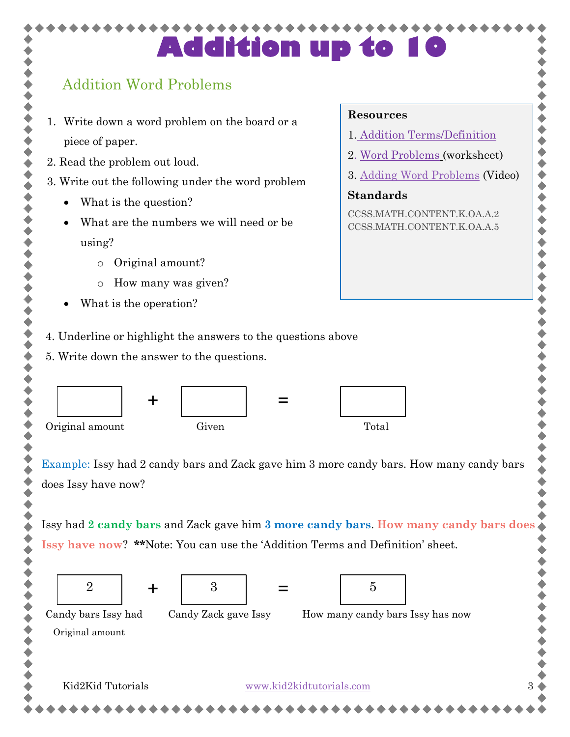# Addition up to 10

## Addition Word Problems

1. Write down a word problem on the board or a piece of paper.
2. Read the problem out loud.
3. Write out the following under the word problem
   - What is the question?
   - What are the numbers we will need or be using?
     - Original amount?
     - How many was given?
   - What is the operation?

**Resources**

1. Addition Terms/Definition
2. Word Problems (worksheet)
3. Adding Word Problems (Video)

**Standards**

CCSS.MATH.CONTENT.K.OA.A.2
CCSS.MATH.CONTENT.K.OA.A.5

4. Underline or highlight the answers to the questions above
5. Write down the answer to the questions.

| | | | | |
|---|---|---|---|---|
| ☐ | + | ☐ | = | ☐ |
| Original amount | | Given | | Total |

Example: Issy had 2 candy bars and Zack gave him 3 more candy bars. How many candy bars does Issy have now?

Issy had **2 candy bars** and Zack gave him **3 more candy bars**. **How many candy bars does Issy have now**? **Note: You can use the 'Addition Terms and Definition' sheet.

| | | | | |
|---|---|---|---|---|
| 2 | + | 3 | = | 5 |
| Candy bars Issy had<br>Original amount | | Candy Zack gave Issy | | How many candy bars Issy has now |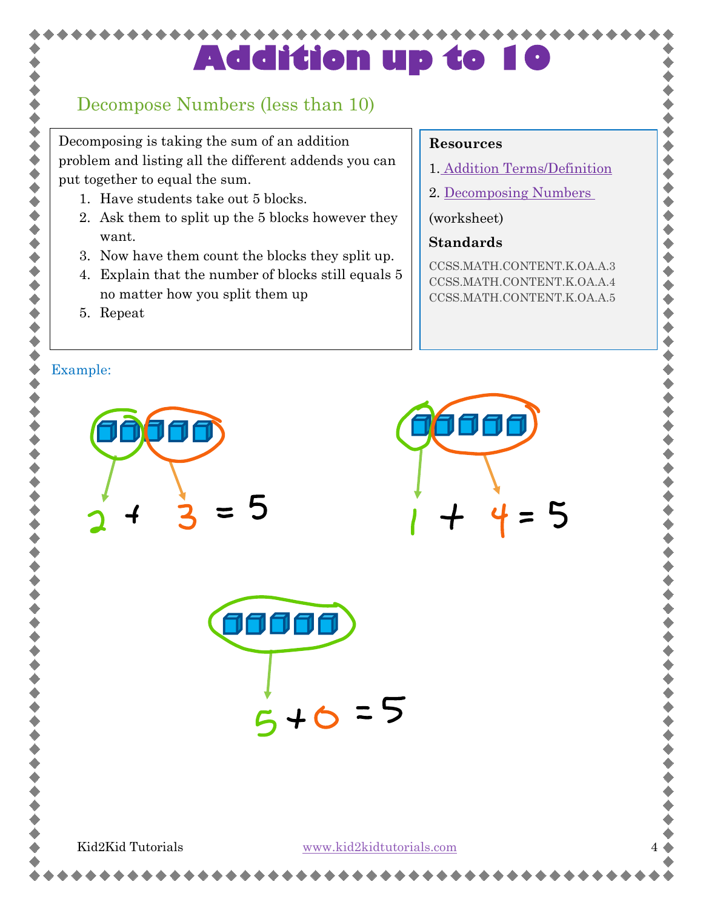# Addition up to 10

## Decompose Numbers (less than 10)

Decomposing is taking the sum of an addition problem and listing all the different addends you can put together to equal the sum.

1. Have students take out 5 blocks.
2. Ask them to split up the 5 blocks however they want.
3. Now have them count the blocks they split up.
4. Explain that the number of blocks still equals 5 no matter how you split them up
5. Repeat

**Resources**

1. Addition Terms/Definition
2. Decomposing Numbers (worksheet)

**Standards**

CCSS.MATH.CONTENT.K.OA.A.3
CCSS.MATH.CONTENT.K.OA.A.4
CCSS.MATH.CONTENT.K.OA.A.5

Example:

$2 + 3 = 5$

$1 + 4 = 5$

$5 + 0 = 5$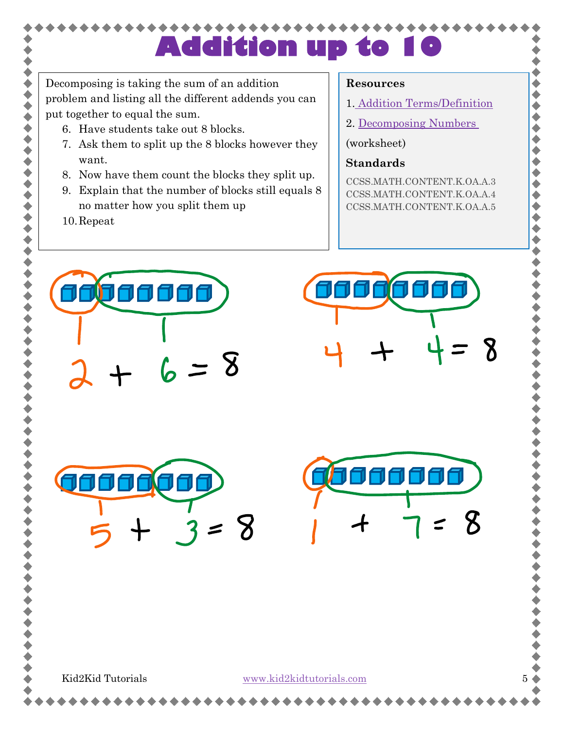# Addition up to 10

Decomposing is taking the sum of an addition problem and listing all the different addends you can put together to equal the sum.

6. Have students take out 8 blocks.
7. Ask them to split up the 8 blocks however they want.
8. Now have them count the blocks they split up.
9. Explain that the number of blocks still equals 8 no matter how you split them up
10. Repeat

**Resources**

1. Addition Terms/Definition
2. Decomposing Numbers (worksheet)

**Standards**

CCSS.MATH.CONTENT.K.OA.A.3
CCSS.MATH.CONTENT.K.OA.A.4
CCSS.MATH.CONTENT.K.OA.A.5

$2 + 6 = 8$

$4 + 4 = 8$

$5 + 3 = 8$

$1 + 7 = 8$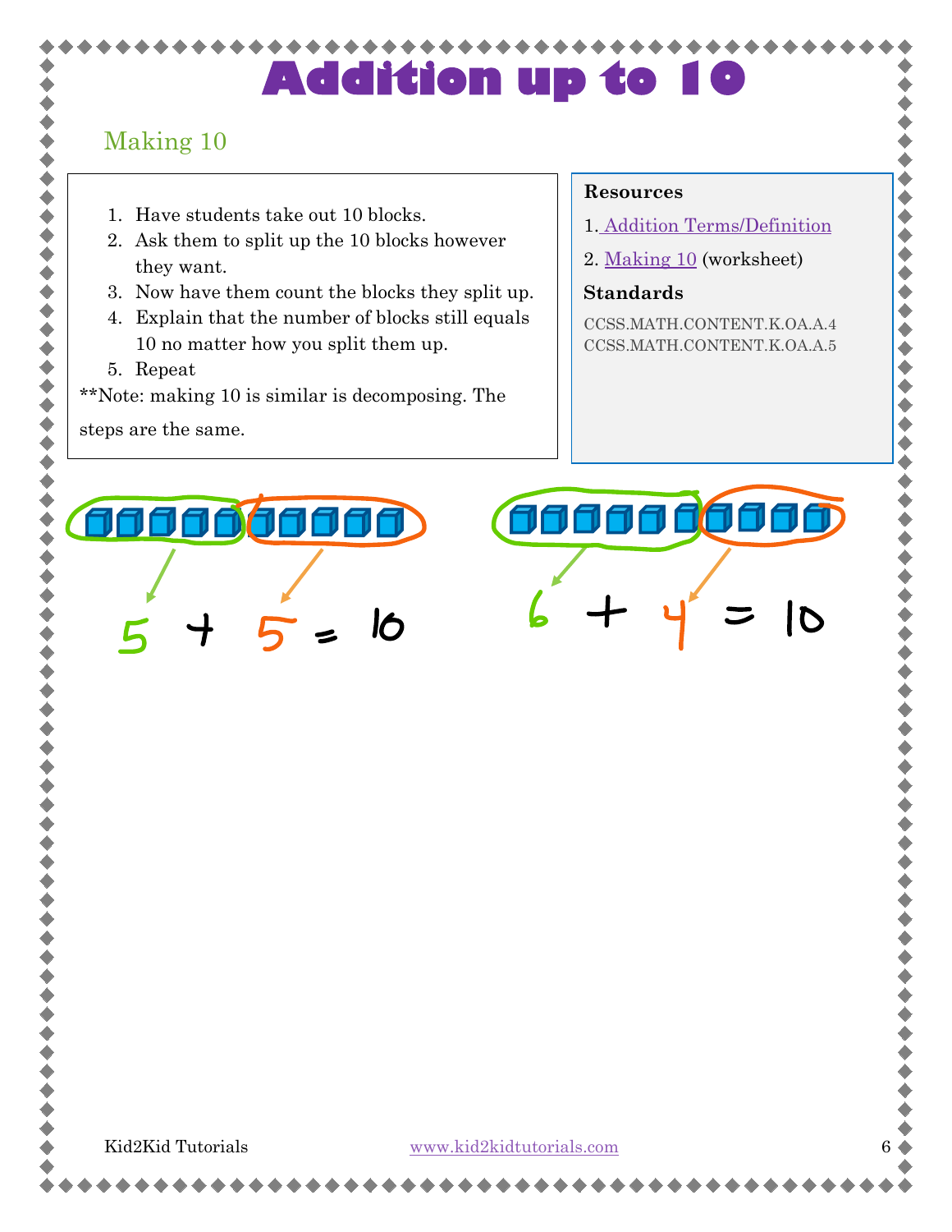# Addition up to 10

## Making 10

1. Have students take out 10 blocks.
2. Ask them to split up the 10 blocks however they want.
3. Now have them count the blocks they split up.
4. Explain that the number of blocks still equals 10 no matter how you split them up.
5. Repeat

**Note: making 10 is similar is decomposing. The steps are the same.

**Resources**

1. Addition Terms/Definition
2. Making 10 (worksheet)

**Standards**

CCSS.MATH.CONTENT.K.OA.A.4
CCSS.MATH.CONTENT.K.OA.A.5

$5 + 5 = 10$

$6 + 4 = 10$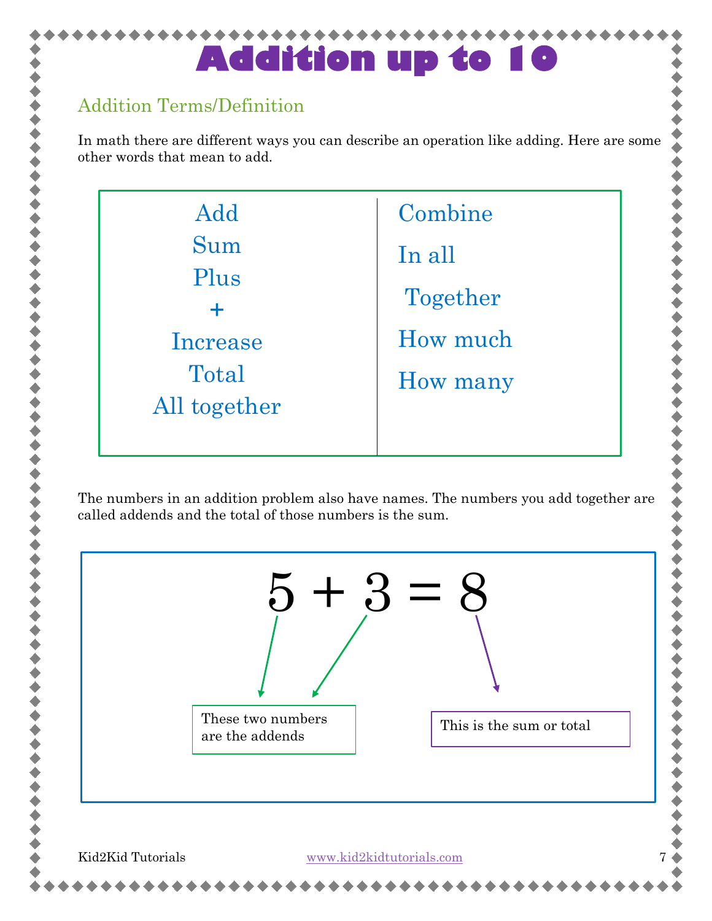# Addition up to 10

## Addition Terms/Definition

In math there are different ways you can describe an operation like adding. Here are some other words that mean to add.

| | |
|---|---|
| Add | Combine |
| Sum | In all |
| Plus | Together |
| + | How much |
| Increase | How many |
| Total | |
| All together | |

The numbers in an addition problem also have names. The numbers you add together are called addends and the total of those numbers is the sum.

$$5 + 3 = 8$$

These two numbers are the addends

This is the sum or total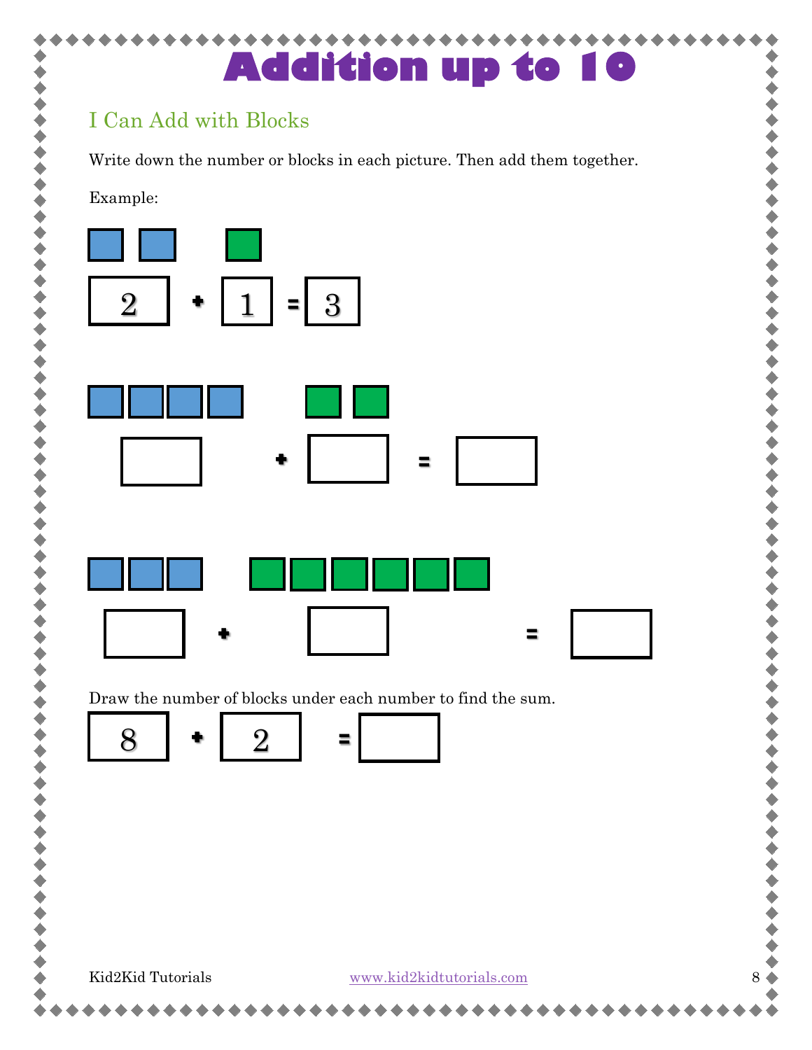# Addition up to 10

## I Can Add with Blocks

Write down the number or blocks in each picture. Then add them together.

Example:

$2 + 1 = 3$

___ + ___ = ___

___ + ___ = ___

Draw the number of blocks under each number to find the sum.

$8 + 2 =$ ___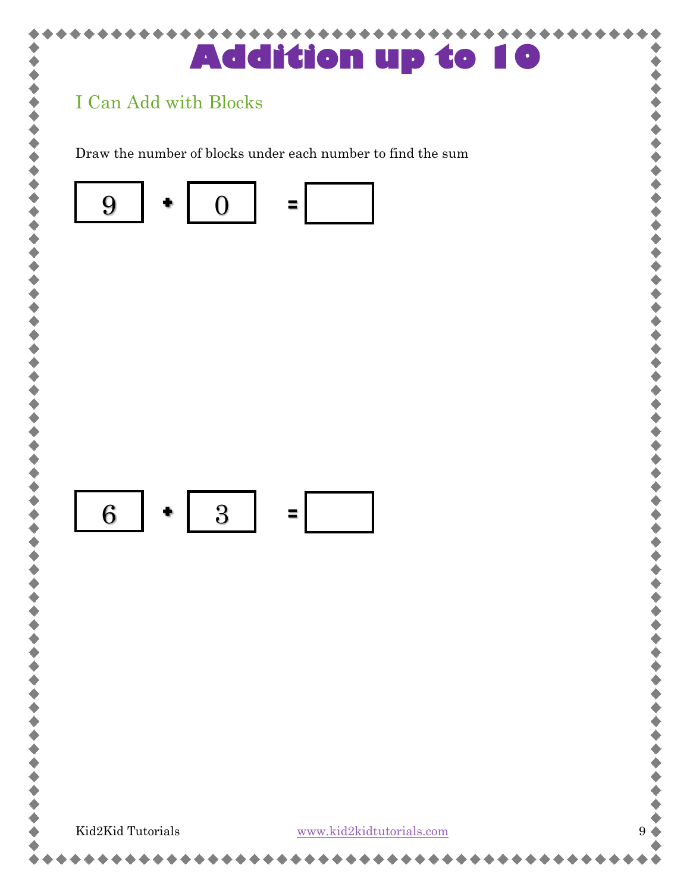# Addition up to 10

## I Can Add with Blocks

Draw the number of blocks under each number to find the sum

$9 + 0 =$ ☐

$6 + 3 =$ ☐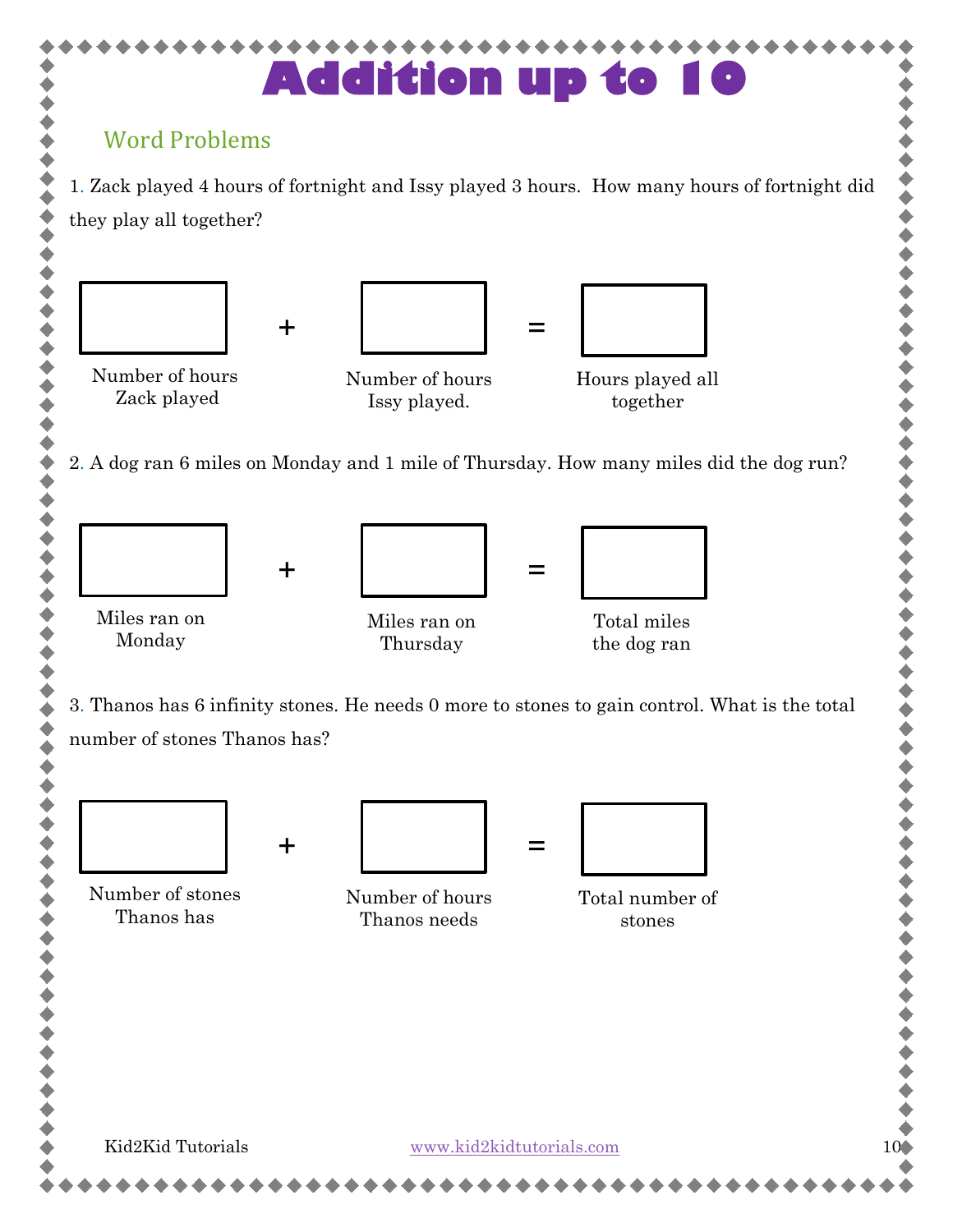# Addition up to 10

## Word Problems

1. Zack played 4 hours of fortnight and Issy played 3 hours. How many hours of fortnight did they play all together?

| Number of hours Zack played | + | Number of hours Issy played. | = | Hours played all together |
|---|---|---|---|---|
| | | | | |

2. A dog ran 6 miles on Monday and 1 mile of Thursday. How many miles did the dog run?

| Miles ran on Monday | + | Miles ran on Thursday | = | Total miles the dog ran |
|---|---|---|---|---|
| | | | | |

3. Thanos has 6 infinity stones. He needs 0 more to stones to gain control. What is the total number of stones Thanos has?

| Number of stones Thanos has | + | Number of hours Thanos needs | = | Total number of stones |
|---|---|---|---|---|
| | | | | |

Kid2Kid Tutorials www.kid2kidtutorials.com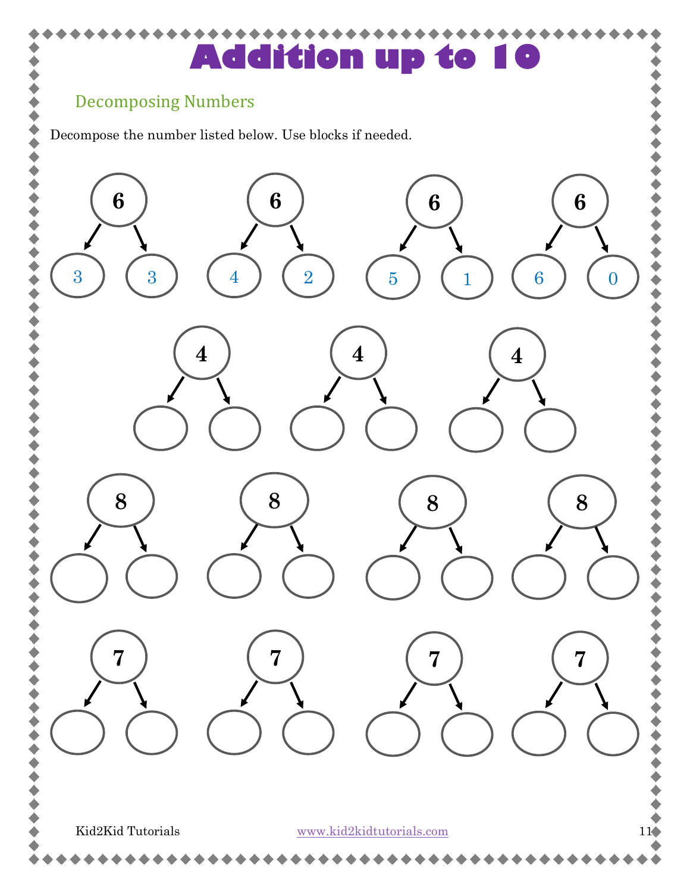# Addition up to 10

## Decomposing Numbers

Decompose the number listed below. Use blocks if needed.

| Whole | Part | Part |
|---|---|---|
| 6 | 3 | 3 |
| 6 | 4 | 2 |
| 6 | 5 | 1 |
| 6 | 6 | 0 |
| 4 | | |
| 4 | | |
| 4 | | |
| 8 | | |
| 8 | | |
| 8 | | |
| 8 | | |
| 7 | | |
| 7 | | |
| 7 | | |
| 7 | | |

Kid2Kid Tutorials www.kid2kidtutorials.com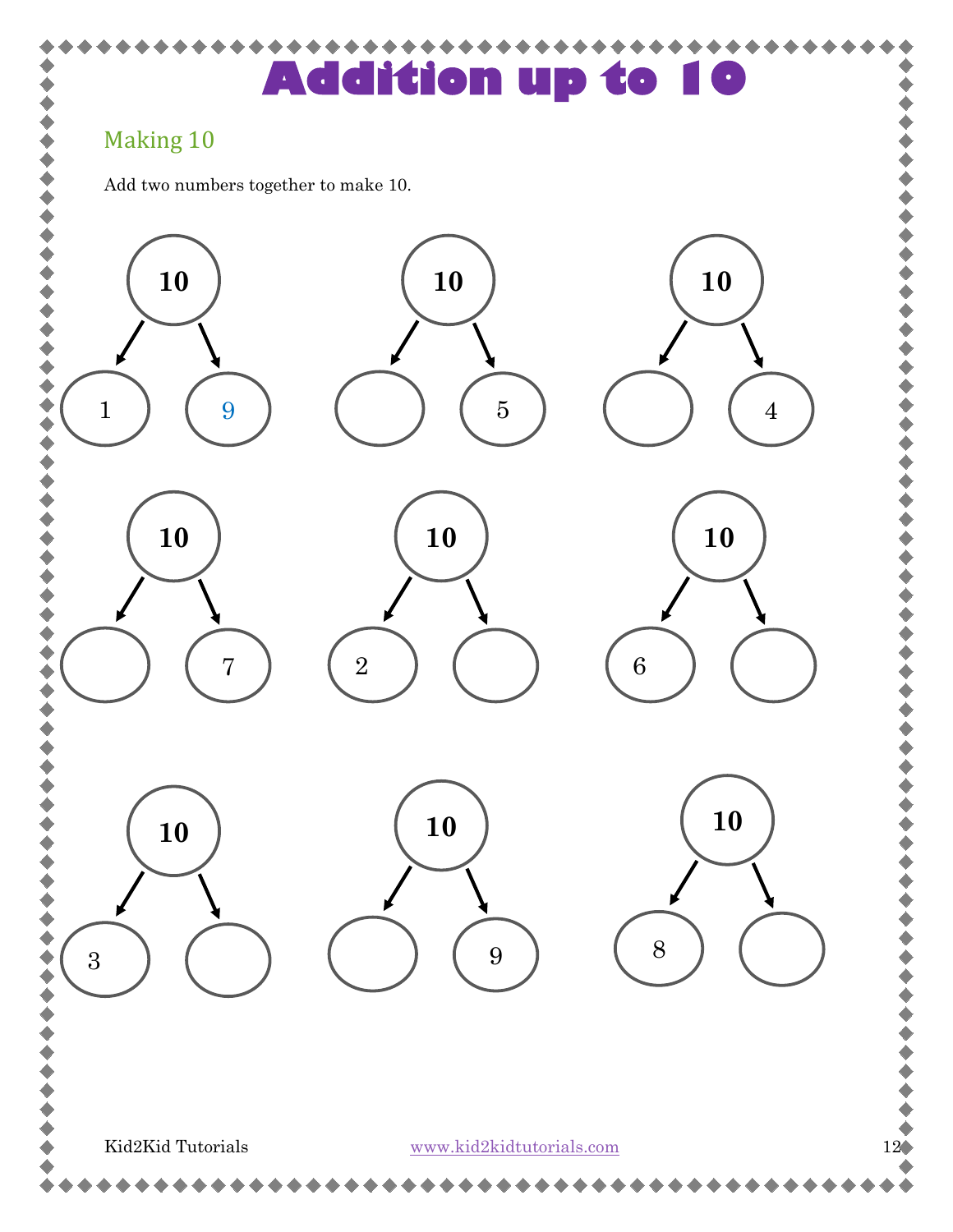# Addition up to 10

## Making 10

Add two numbers together to make 10.

| Whole | Part | Part |
|---|---|---|
| 10 | 1 | 9 |
| 10 | | 5 |
| 10 | | 4 |
| 10 | | 7 |
| 10 | 2 | |
| 10 | 6 | |
| 10 | 3 | |
| 10 | | 9 |
| 10 | 8 | |

Kid2Kid Tutorials

www.kid2kidtutorials.com